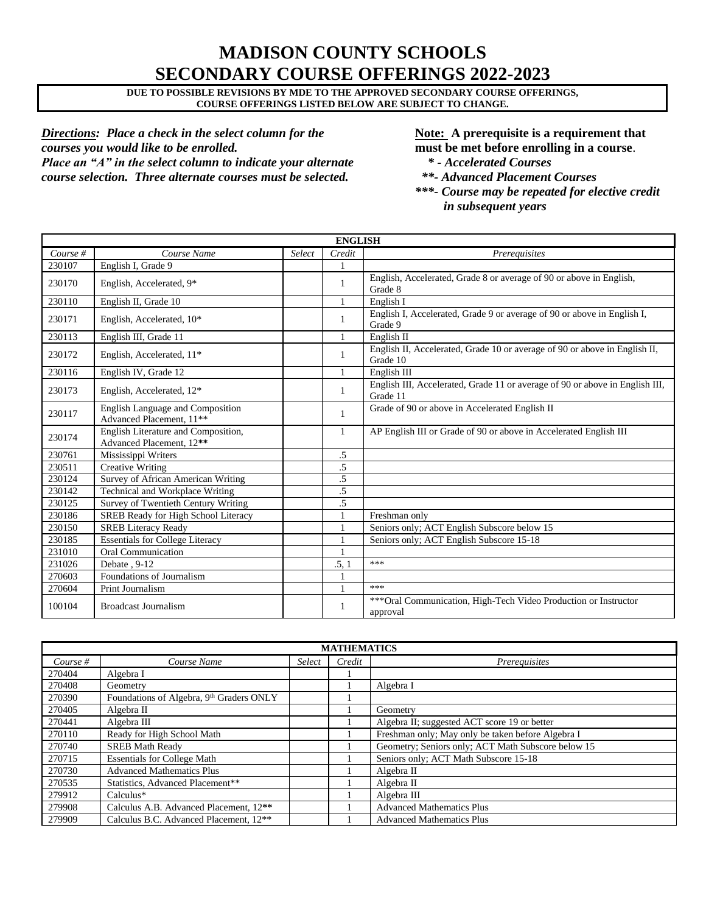# MADISON COUNTY SCHOOLS
# SECONDARY COURSE OFFERINGS 2022-2023

**DUE TO POSSIBLE REVISIONS BY MDE TO THE APPROVED SECONDARY COURSE OFFERINGS, COURSE OFFERINGS LISTED BELOW ARE SUBJECT TO CHANGE.**

***Directions:* Place a check in the select column for the courses you would like to be enrolled. Place an "A" in the select column to indicate your alternate course selection. Three alternate courses must be selected.**

**Note: A prerequisite is a requirement that must be met before enrolling in a course.**

***\* - Accelerated Courses***

***\*\*- Advanced Placement Courses***

***\*\*\*- Course may be repeated for elective credit in subsequent years***

| ENGLISH | | | | |
|---|---|---|---|---|
| *Course #* | *Course Name* | *Select* | *Credit* | *Prerequisites* |
| 230107 | English I, Grade 9 | | 1 | |
| 230170 | English, Accelerated, 9* | | 1 | English, Accelerated, Grade 8 or average of 90 or above in English, Grade 8 |
| 230110 | English II, Grade 10 | | 1 | English I |
| 230171 | English, Accelerated, 10* | | 1 | English I, Accelerated, Grade 9 or average of 90 or above in English I, Grade 9 |
| 230113 | English III, Grade 11 | | 1 | English II |
| 230172 | English, Accelerated, 11* | | 1 | English II, Accelerated, Grade 10 or average of 90 or above in English II, Grade 10 |
| 230116 | English IV, Grade 12 | | 1 | English III |
| 230173 | English, Accelerated, 12* | | 1 | English III, Accelerated, Grade 11 or average of 90 or above in English III, Grade 11 |
| 230117 | English Language and Composition Advanced Placement, 11** | | 1 | Grade of 90 or above in Accelerated English II |
| 230174 | English Literature and Composition, Advanced Placement, 12** | | 1 | AP English III or Grade of 90 or above in Accelerated English III |
| 230761 | Mississippi Writers | | .5 | |
| 230511 | Creative Writing | | .5 | |
| 230124 | Survey of African American Writing | | .5 | |
| 230142 | Technical and Workplace Writing | | .5 | |
| 230125 | Survey of Twentieth Century Writing | | .5 | |
| 230186 | SREB Ready for High School Literacy | | 1 | Freshman only |
| 230150 | SREB Literacy Ready | | 1 | Seniors only; ACT English Subscore below 15 |
| 230185 | Essentials for College Literacy | | 1 | Seniors only; ACT English Subscore 15-18 |
| 231010 | Oral Communication | | 1 | |
| 231026 | Debate , 9-12 | | .5, 1 | *** |
| 270603 | Foundations of Journalism | | 1 | |
| 270604 | Print Journalism | | 1 | *** |
| 100104 | Broadcast Journalism | | 1 | ***Oral Communication, High-Tech Video Production or Instructor approval |

| MATHEMATICS | | | | |
|---|---|---|---|---|
| *Course #* | *Course Name* | *Select* | *Credit* | *Prerequisites* |
| 270404 | Algebra I | | 1 | |
| 270408 | Geometry | | 1 | Algebra I |
| 270390 | Foundations of Algebra, 9th Graders ONLY | | 1 | |
| 270405 | Algebra II | | 1 | Geometry |
| 270441 | Algebra III | | 1 | Algebra II; suggested ACT score 19 or better |
| 270110 | Ready for High School Math | | 1 | Freshman only; May only be taken before Algebra I |
| 270740 | SREB Math Ready | | 1 | Geometry; Seniors only; ACT Math Subscore below 15 |
| 270715 | Essentials for College Math | | 1 | Seniors only; ACT Math Subscore 15-18 |
| 270730 | Advanced Mathematics Plus | | 1 | Algebra II |
| 270535 | Statistics, Advanced Placement** | | 1 | Algebra II |
| 279912 | Calculus* | | 1 | Algebra III |
| 279908 | Calculus A.B. Advanced Placement, 12** | | 1 | Advanced Mathematics Plus |
| 279909 | Calculus B.C. Advanced Placement, 12** | | 1 | Advanced Mathematics Plus |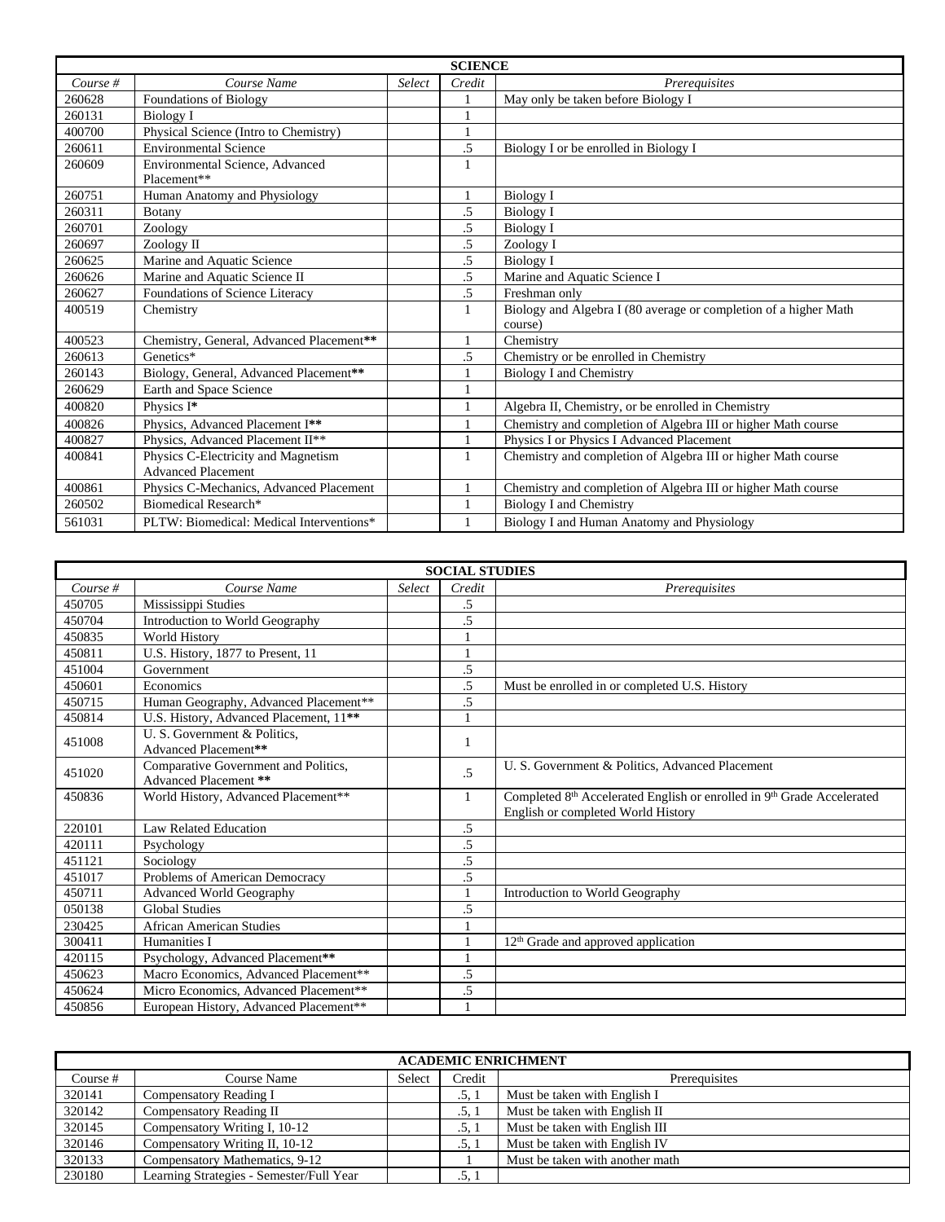| SCIENCE | | | | |
|---|---|---|---|---|
| *Course #* | *Course Name* | *Select* | *Credit* | *Prerequisites* |
| 260628 | Foundations of Biology | | 1 | May only be taken before Biology I |
| 260131 | Biology I | | 1 | |
| 400700 | Physical Science (Intro to Chemistry) | | 1 | |
| 260611 | Environmental Science | | .5 | Biology I or be enrolled in Biology I |
| 260609 | Environmental Science, Advanced Placement** | | 1 | |
| 260751 | Human Anatomy and Physiology | | 1 | Biology I |
| 260311 | Botany | | .5 | Biology I |
| 260701 | Zoology | | .5 | Biology I |
| 260697 | Zoology II | | .5 | Zoology I |
| 260625 | Marine and Aquatic Science | | .5 | Biology I |
| 260626 | Marine and Aquatic Science II | | .5 | Marine and Aquatic Science I |
| 260627 | Foundations of Science Literacy | | .5 | Freshman only |
| 400519 | Chemistry | | 1 | Biology and Algebra I (80 average or completion of a higher Math course) |
| 400523 | Chemistry, General, Advanced Placement** | | 1 | Chemistry |
| 260613 | Genetics* | | .5 | Chemistry or be enrolled in Chemistry |
| 260143 | Biology, General, Advanced Placement** | | 1 | Biology I and Chemistry |
| 260629 | Earth and Space Science | | 1 | |
| 400820 | Physics I* | | 1 | Algebra II, Chemistry, or be enrolled in Chemistry |
| 400826 | Physics, Advanced Placement I** | | 1 | Chemistry and completion of Algebra III or higher Math course |
| 400827 | Physics, Advanced Placement II** | | 1 | Physics I or Physics I Advanced Placement |
| 400841 | Physics C-Electricity and Magnetism Advanced Placement | | 1 | Chemistry and completion of Algebra III or higher Math course |
| 400861 | Physics C-Mechanics, Advanced Placement | | 1 | Chemistry and completion of Algebra III or higher Math course |
| 260502 | Biomedical Research* | | 1 | Biology I and Chemistry |
| 561031 | PLTW: Biomedical: Medical Interventions* | | 1 | Biology I and Human Anatomy and Physiology |

| SOCIAL STUDIES | | | | |
|---|---|---|---|---|
| *Course #* | *Course Name* | *Select* | *Credit* | *Prerequisites* |
| 450705 | Mississippi Studies | | .5 | |
| 450704 | Introduction to World Geography | | .5 | |
| 450835 | World History | | 1 | |
| 450811 | U.S. History, 1877 to Present, 11 | | 1 | |
| 451004 | Government | | .5 | |
| 450601 | Economics | | .5 | Must be enrolled in or completed U.S. History |
| 450715 | Human Geography, Advanced Placement** | | .5 | |
| 450814 | U.S. History, Advanced Placement, 11** | | 1 | |
| 451008 | U. S. Government & Politics, Advanced Placement** | | 1 | |
| 451020 | Comparative Government and Politics, Advanced Placement ** | | .5 | U. S. Government & Politics, Advanced Placement |
| 450836 | World History, Advanced Placement** | | 1 | Completed 8th Accelerated English or enrolled in 9th Grade Accelerated English or completed World History |
| 220101 | Law Related Education | | .5 | |
| 420111 | Psychology | | .5 | |
| 451121 | Sociology | | .5 | |
| 451017 | Problems of American Democracy | | .5 | |
| 450711 | Advanced World Geography | | 1 | Introduction to World Geography |
| 050138 | Global Studies | | .5 | |
| 230425 | African American Studies | | 1 | |
| 300411 | Humanities I | | 1 | 12th Grade and approved application |
| 420115 | Psychology, Advanced Placement** | | 1 | |
| 450623 | Macro Economics, Advanced Placement** | | .5 | |
| 450624 | Micro Economics, Advanced Placement** | | .5 | |
| 450856 | European History, Advanced Placement** | | 1 | |

| ACADEMIC ENRICHMENT | | | | |
|---|---|---|---|---|
| Course # | Course Name | Select | Credit | Prerequisites |
| 320141 | Compensatory Reading I | | .5, 1 | Must be taken with English I |
| 320142 | Compensatory Reading II | | .5, 1 | Must be taken with English II |
| 320145 | Compensatory Writing I, 10-12 | | .5, 1 | Must be taken with English III |
| 320146 | Compensatory Writing II, 10-12 | | .5, 1 | Must be taken with English IV |
| 320133 | Compensatory Mathematics, 9-12 | | 1 | Must be taken with another math |
| 230180 | Learning Strategies - Semester/Full Year | | .5, 1 | |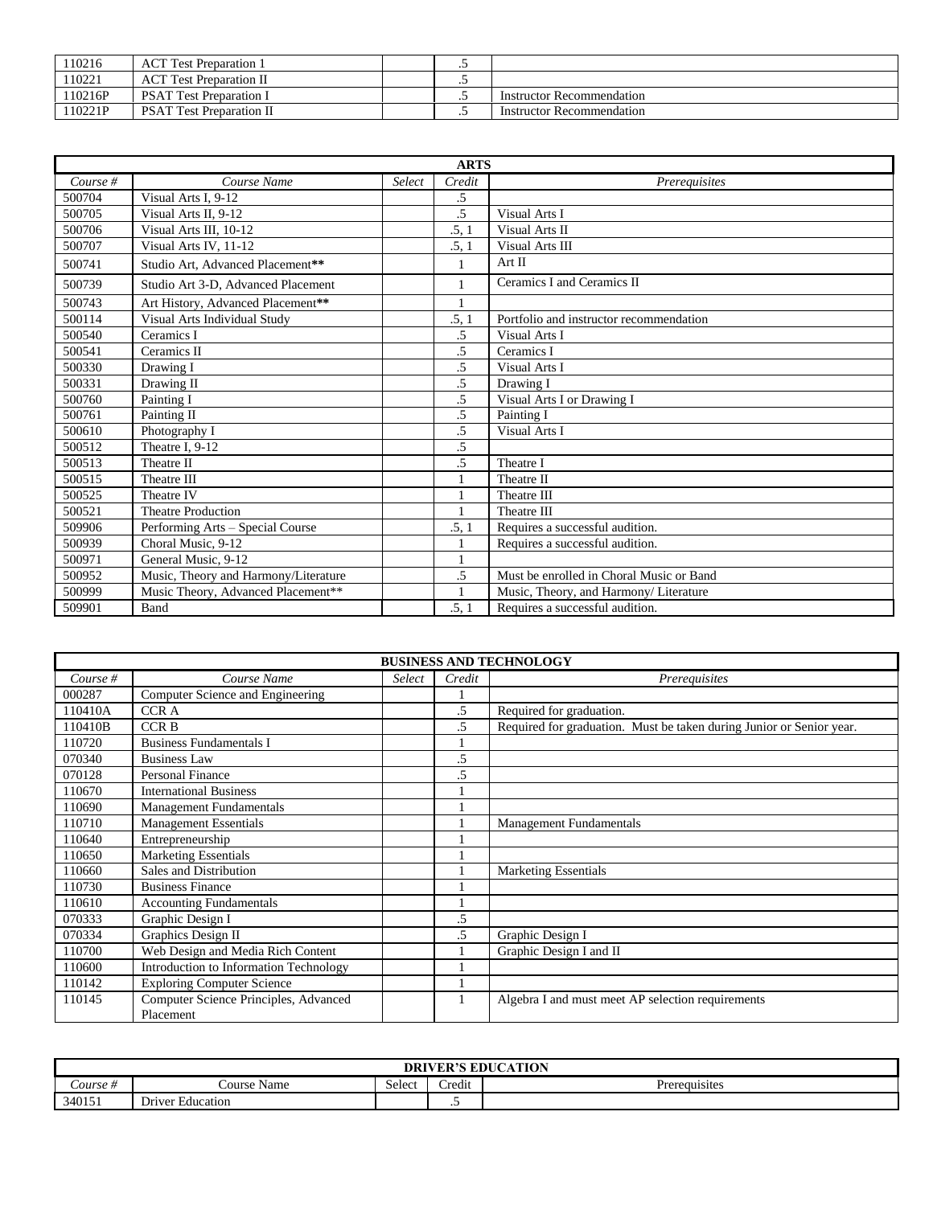| | | | | |
|---|---|---|---|---|
| 110216 | ACT Test Preparation 1 | | .5 | |
| 110221 | ACT Test Preparation II | | .5 | |
| 110216P | PSAT Test Preparation I | | .5 | Instructor Recommendation |
| 110221P | PSAT Test Preparation II | | .5 | Instructor Recommendation |

| **ARTS** | | | | |
|---|---|---|---|---|
| *Course #* | *Course Name* | *Select* | *Credit* | *Prerequisites* |
| 500704 | Visual Arts I, 9-12 | | .5 | |
| 500705 | Visual Arts II, 9-12 | | .5 | Visual Arts I |
| 500706 | Visual Arts III, 10-12 | | .5, 1 | Visual Arts II |
| 500707 | Visual Arts IV, 11-12 | | .5, 1 | Visual Arts III |
| 500741 | Studio Art, Advanced Placement** | | 1 | Art II |
| 500739 | Studio Art 3-D, Advanced Placement | | 1 | Ceramics I and Ceramics II |
| 500743 | Art History, Advanced Placement** | | 1 | |
| 500114 | Visual Arts Individual Study | | .5, 1 | Portfolio and instructor recommendation |
| 500540 | Ceramics I | | .5 | Visual Arts I |
| 500541 | Ceramics II | | .5 | Ceramics I |
| 500330 | Drawing I | | .5 | Visual Arts I |
| 500331 | Drawing II | | .5 | Drawing I |
| 500760 | Painting I | | .5 | Visual Arts I or Drawing I |
| 500761 | Painting II | | .5 | Painting I |
| 500610 | Photography I | | .5 | Visual Arts I |
| 500512 | Theatre I, 9-12 | | .5 | |
| 500513 | Theatre II | | .5 | Theatre I |
| 500515 | Theatre III | | 1 | Theatre II |
| 500525 | Theatre IV | | 1 | Theatre III |
| 500521 | Theatre Production | | 1 | Theatre III |
| 509906 | Performing Arts – Special Course | | .5, 1 | Requires a successful audition. |
| 500939 | Choral Music, 9-12 | | 1 | Requires a successful audition. |
| 500971 | General Music, 9-12 | | 1 | |
| 500952 | Music, Theory and Harmony/Literature | | .5 | Must be enrolled in Choral Music or Band |
| 500999 | Music Theory, Advanced Placement** | | 1 | Music, Theory, and Harmony/ Literature |
| 509901 | Band | | .5, 1 | Requires a successful audition. |

| **BUSINESS AND TECHNOLOGY** | | | | |
|---|---|---|---|---|
| *Course #* | *Course Name* | *Select* | *Credit* | *Prerequisites* |
| 000287 | Computer Science and Engineering | | 1 | |
| 110410A | CCR A | | .5 | Required for graduation. |
| 110410B | CCR B | | .5 | Required for graduation. Must be taken during Junior or Senior year. |
| 110720 | Business Fundamentals I | | 1 | |
| 070340 | Business Law | | .5 | |
| 070128 | Personal Finance | | .5 | |
| 110670 | International Business | | 1 | |
| 110690 | Management Fundamentals | | 1 | |
| 110710 | Management Essentials | | 1 | Management Fundamentals |
| 110640 | Entrepreneurship | | 1 | |
| 110650 | Marketing Essentials | | 1 | |
| 110660 | Sales and Distribution | | 1 | Marketing Essentials |
| 110730 | Business Finance | | 1 | |
| 110610 | Accounting Fundamentals | | 1 | |
| 070333 | Graphic Design I | | .5 | |
| 070334 | Graphics Design II | | .5 | Graphic Design I |
| 110700 | Web Design and Media Rich Content | | 1 | Graphic Design I and II |
| 110600 | Introduction to Information Technology | | 1 | |
| 110142 | Exploring Computer Science | | 1 | |
| 110145 | Computer Science Principles, Advanced Placement | | 1 | Algebra I and must meet AP selection requirements |

| **DRIVER'S EDUCATION** | | | | |
|---|---|---|---|---|
| *Course #* | Course Name | Select | Credit | Prerequisites |
| 340151 | Driver Education | | .5 | |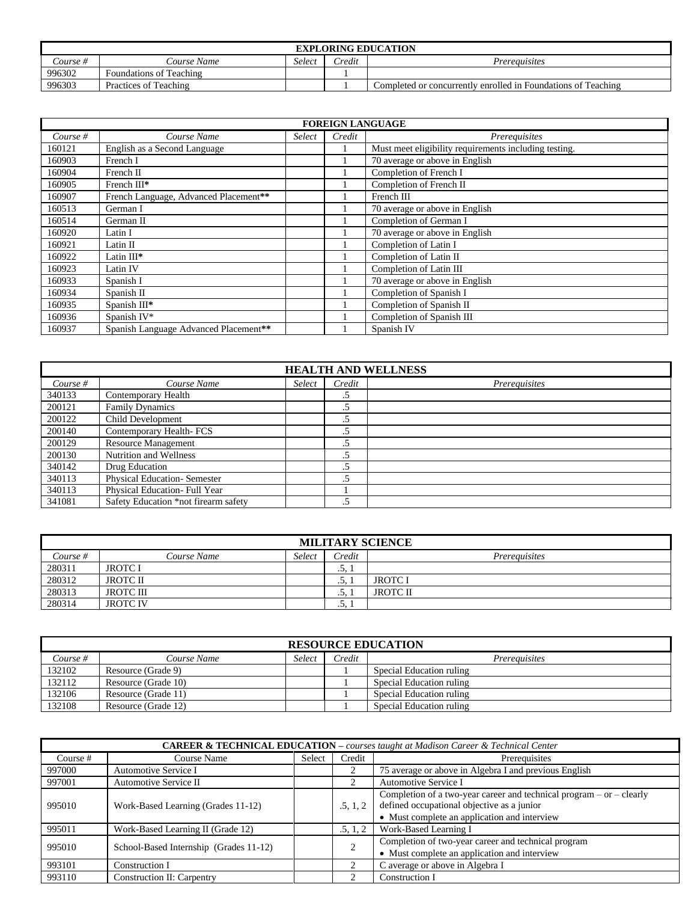| EXPLORING EDUCATION | | | | |
|---|---|---|---|---|
| *Course #* | *Course Name* | *Select* | *Credit* | *Prerequisites* |
| 996302 | Foundations of Teaching | | 1 | |
| 996303 | Practices of Teaching | | 1 | Completed or concurrently enrolled in Foundations of Teaching |

| FOREIGN LANGUAGE | | | | |
|---|---|---|---|---|
| *Course #* | *Course Name* | *Select* | *Credit* | *Prerequisites* |
| 160121 | English as a Second Language | | 1 | Must meet eligibility requirements including testing. |
| 160903 | French I | | 1 | 70 average or above in English |
| 160904 | French II | | 1 | Completion of French I |
| 160905 | French III* | | 1 | Completion of French II |
| 160907 | French Language, Advanced Placement** | | 1 | French III |
| 160513 | German I | | 1 | 70 average or above in English |
| 160514 | German II | | 1 | Completion of German I |
| 160920 | Latin I | | 1 | 70 average or above in English |
| 160921 | Latin II | | 1 | Completion of Latin I |
| 160922 | Latin III* | | 1 | Completion of Latin II |
| 160923 | Latin IV | | 1 | Completion of Latin III |
| 160933 | Spanish I | | 1 | 70 average or above in English |
| 160934 | Spanish II | | 1 | Completion of Spanish I |
| 160935 | Spanish III* | | 1 | Completion of Spanish II |
| 160936 | Spanish IV* | | 1 | Completion of Spanish III |
| 160937 | Spanish Language Advanced Placement** | | 1 | Spanish IV |

| HEALTH AND WELLNESS | | | | |
|---|---|---|---|---|
| *Course #* | *Course Name* | *Select* | *Credit* | *Prerequisites* |
| 340133 | Contemporary Health | | .5 | |
| 200121 | Family Dynamics | | .5 | |
| 200122 | Child Development | | .5 | |
| 200140 | Contemporary Health- FCS | | .5 | |
| 200129 | Resource Management | | .5 | |
| 200130 | Nutrition and Wellness | | .5 | |
| 340142 | Drug Education | | .5 | |
| 340113 | Physical Education- Semester | | .5 | |
| 340113 | Physical Education- Full Year | | 1 | |
| 341081 | Safety Education *not firearm safety | | .5 | |

| MILITARY SCIENCE | | | | |
|---|---|---|---|---|
| *Course #* | *Course Name* | *Select* | *Credit* | *Prerequisites* |
| 280311 | JROTC I | | .5, 1 | |
| 280312 | JROTC II | | .5, 1 | JROTC I |
| 280313 | JROTC III | | .5, 1 | JROTC II |
| 280314 | JROTC IV | | .5, 1 | |

| RESOURCE EDUCATION | | | | |
|---|---|---|---|---|
| *Course #* | *Course Name* | *Select* | *Credit* | *Prerequisites* |
| 132102 | Resource (Grade 9) | | 1 | Special Education ruling |
| 132112 | Resource (Grade 10) | | 1 | Special Education ruling |
| 132106 | Resource (Grade 11) | | 1 | Special Education ruling |
| 132108 | Resource (Grade 12) | | 1 | Special Education ruling |

| **CAREER & TECHNICAL EDUCATION** – *courses taught at Madison Career & Technical Center* | | | | |
|---|---|---|---|---|
| Course # | Course Name | Select | Credit | Prerequisites |
| 997000 | Automotive Service I | | 2 | 75 average or above in Algebra I and previous English |
| 997001 | Automotive Service II | | 2 | Automotive Service I |
| 995010 | Work-Based Learning (Grades 11-12) | | .5, 1, 2 | Completion of a two-year career and technical program – or – clearly defined occupational objective as a junior<br>• Must complete an application and interview |
| 995011 | Work-Based Learning II (Grade 12) | | .5, 1, 2 | Work-Based Learning I |
| 995010 | School-Based Internship (Grades 11-12) | | 2 | Completion of two-year career and technical program<br>• Must complete an application and interview |
| 993101 | Construction I | | 2 | C average or above in Algebra I |
| 993110 | Construction II: Carpentry | | 2 | Construction I |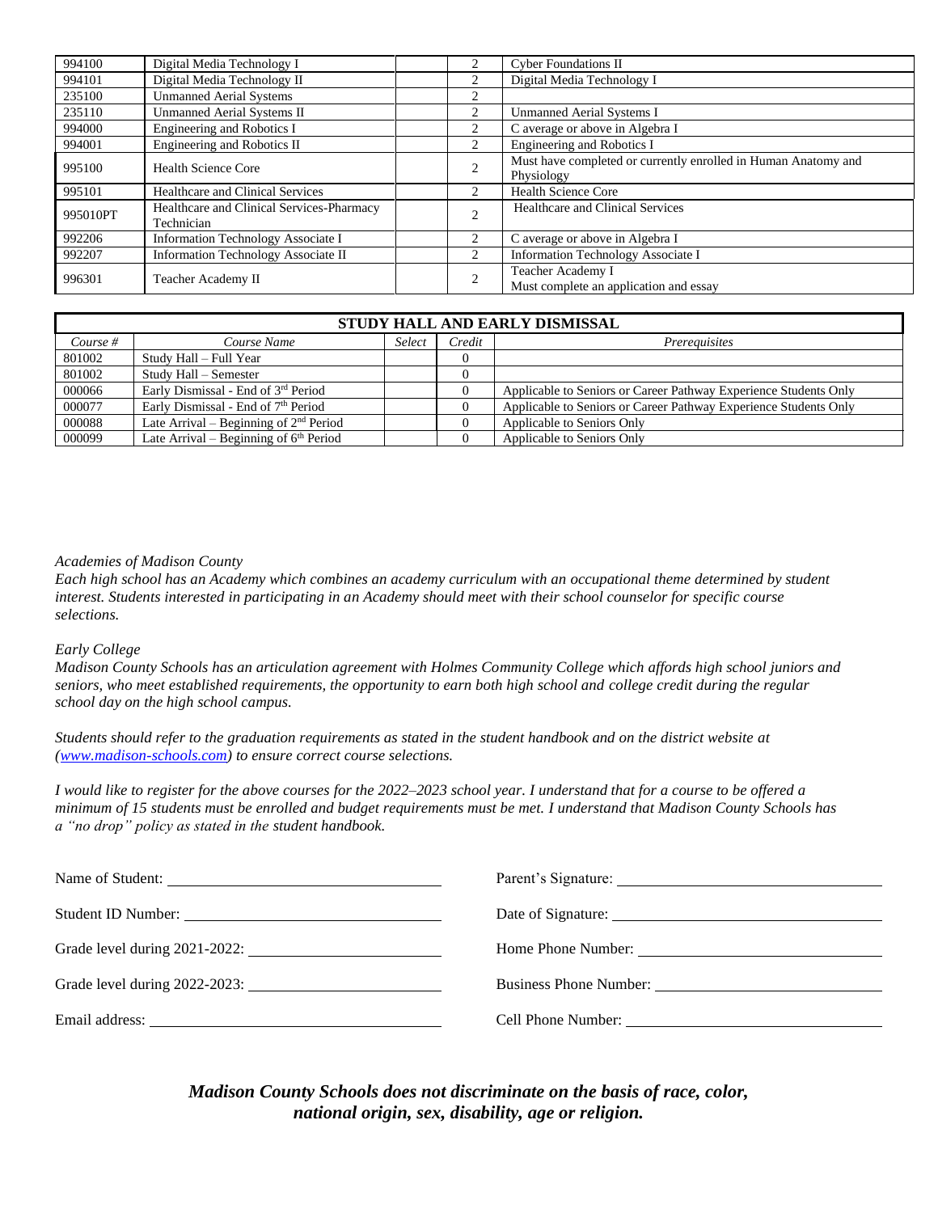| | | | | |
|---|---|---|---|---|
| 994100 | Digital Media Technology I | | 2 | Cyber Foundations II |
| 994101 | Digital Media Technology II | | 2 | Digital Media Technology I |
| 235100 | Unmanned Aerial Systems | | 2 | |
| 235110 | Unmanned Aerial Systems II | | 2 | Unmanned Aerial Systems I |
| 994000 | Engineering and Robotics I | | 2 | C average or above in Algebra I |
| 994001 | Engineering and Robotics II | | 2 | Engineering and Robotics I |
| 995100 | Health Science Core | | 2 | Must have completed or currently enrolled in Human Anatomy and Physiology |
| 995101 | Healthcare and Clinical Services | | 2 | Health Science Core |
| 995010PT | Healthcare and Clinical Services-Pharmacy Technician | | 2 | Healthcare and Clinical Services |
| 992206 | Information Technology Associate I | | 2 | C average or above in Algebra I |
| 992207 | Information Technology Associate II | | 2 | Information Technology Associate I |
| 996301 | Teacher Academy II | | 2 | Teacher Academy I<br>Must complete an application and essay |

| STUDY HALL AND EARLY DISMISSAL | | | | |
|---|---|---|---|---|
| *Course #* | *Course Name* | *Select* | *Credit* | *Prerequisites* |
| 801002 | Study Hall – Full Year | | 0 | |
| 801002 | Study Hall – Semester | | 0 | |
| 000066 | Early Dismissal - End of 3rd Period | | 0 | Applicable to Seniors or Career Pathway Experience Students Only |
| 000077 | Early Dismissal - End of 7th Period | | 0 | Applicable to Seniors or Career Pathway Experience Students Only |
| 000088 | Late Arrival – Beginning of 2nd Period | | 0 | Applicable to Seniors Only |
| 000099 | Late Arrival – Beginning of 6th Period | | 0 | Applicable to Seniors Only |

*Academies of Madison County*
*Each high school has an Academy which combines an academy curriculum with an occupational theme determined by student interest. Students interested in participating in an Academy should meet with their school counselor for specific course selections.*

*Early College*
*Madison County Schools has an articulation agreement with Holmes Community College which affords high school juniors and seniors, who meet established requirements, the opportunity to earn both high school and college credit during the regular school day on the high school campus.*

*Students should refer to the graduation requirements as stated in the student handbook and on the district website at (www.madison-schools.com) to ensure correct course selections.*

*I would like to register for the above courses for the 2022–2023 school year. I understand that for a course to be offered a minimum of 15 students must be enrolled and budget requirements must be met. I understand that Madison County Schools has a "no drop" policy as stated in the student handbook.*

Name of Student: ______________________

Student ID Number: ______________________

Grade level during 2021-2022: ______________________

Grade level during 2022-2023: ______________________

Email address: ______________________

Parent's Signature: ______________________

Date of Signature: ______________________

Home Phone Number: ______________________

Business Phone Number: ______________________

Cell Phone Number: ______________________

***Madison County Schools does not discriminate on the basis of race, color, national origin, sex, disability, age or religion.***